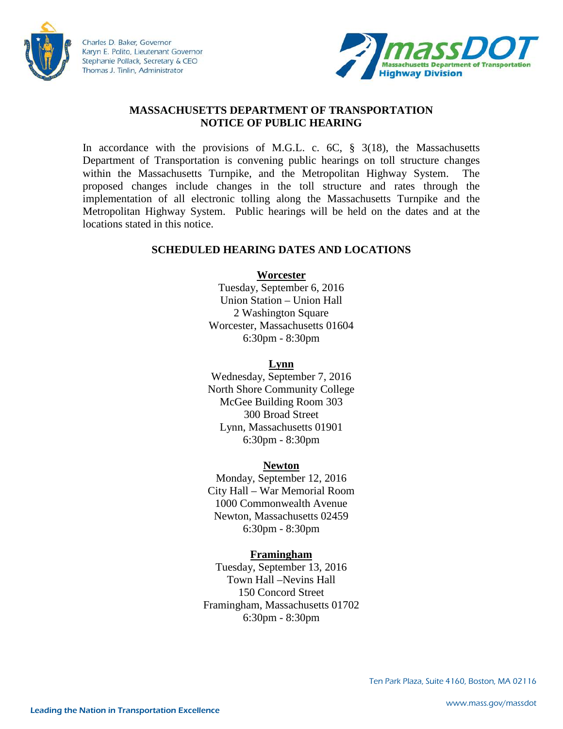Charles D. Baker, Governor
Karyn E. Polito, Lieutenant Governor
Stephanie Pollack, Secretary & CEO
Thomas J. Tinlin, Administrator

massDOT
Massachusetts Department of Transportation
Highway Division

# MASSACHUSETTS DEPARTMENT OF TRANSPORTATION
# NOTICE OF PUBLIC HEARING

In accordance with the provisions of M.G.L. c. 6C, § 3(18), the Massachusetts Department of Transportation is convening public hearings on toll structure changes within the Massachusetts Turnpike, and the Metropolitan Highway System. The proposed changes include changes in the toll structure and rates through the implementation of all electronic tolling along the Massachusetts Turnpike and the Metropolitan Highway System. Public hearings will be held on the dates and at the locations stated in this notice.

## SCHEDULED HEARING DATES AND LOCATIONS

**Worcester**
Tuesday, September 6, 2016
Union Station – Union Hall
2 Washington Square
Worcester, Massachusetts 01604
6:30pm - 8:30pm

**Lynn**
Wednesday, September 7, 2016
North Shore Community College
McGee Building Room 303
300 Broad Street
Lynn, Massachusetts 01901
6:30pm - 8:30pm

**Newton**
Monday, September 12, 2016
City Hall – War Memorial Room
1000 Commonwealth Avenue
Newton, Massachusetts 02459
6:30pm - 8:30pm

**Framingham**
Tuesday, September 13, 2016
Town Hall –Nevins Hall
150 Concord Street
Framingham, Massachusetts 01702
6:30pm - 8:30pm

Ten Park Plaza, Suite 4160, Boston, MA 02116
www.mass.gov/massdot
Leading the Nation in Transportation Excellence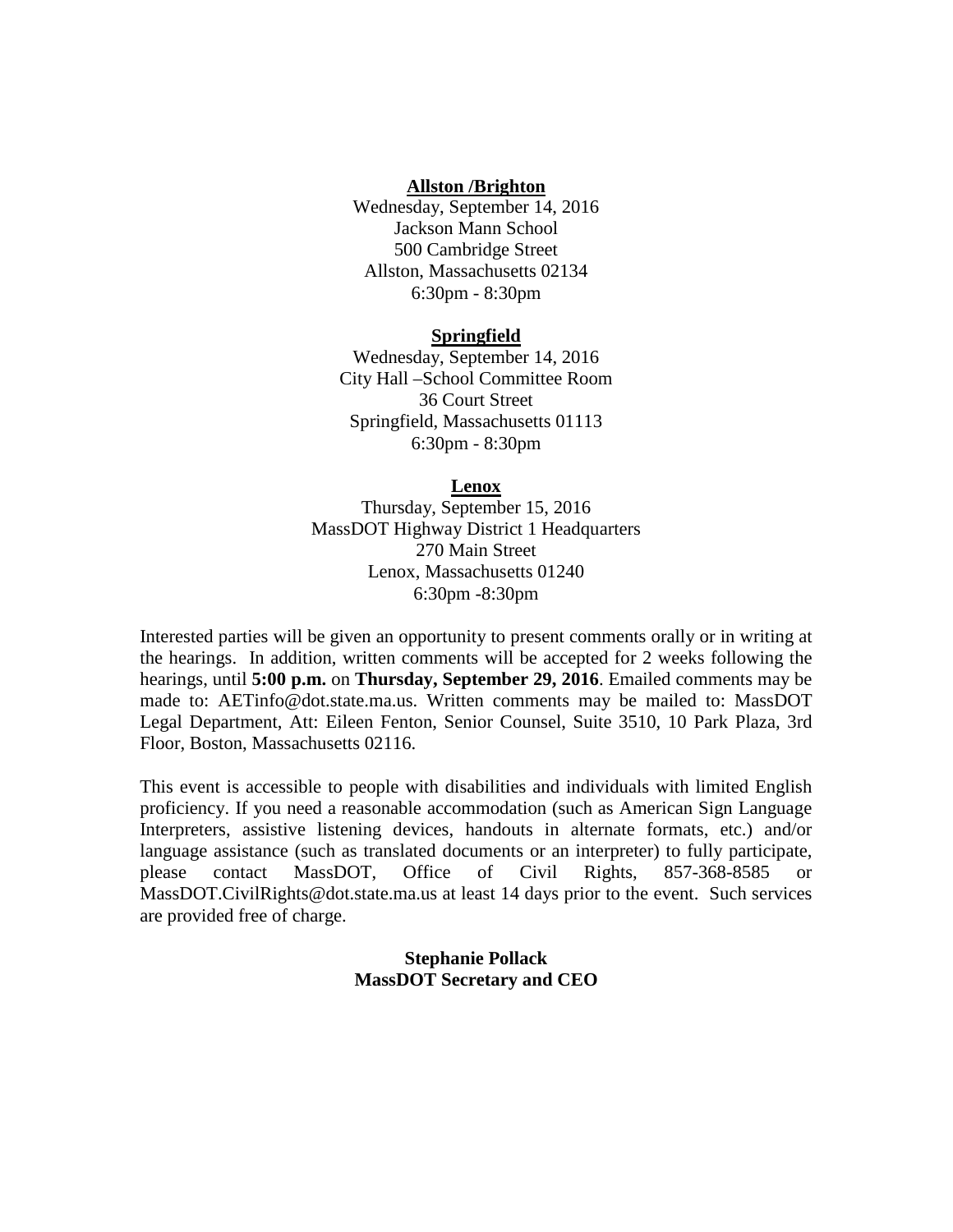**Allston /Brighton**

Wednesday, September 14, 2016
Jackson Mann School
500 Cambridge Street
Allston, Massachusetts 02134
6:30pm - 8:30pm

**Springfield**

Wednesday, September 14, 2016
City Hall –School Committee Room
36 Court Street
Springfield, Massachusetts 01113
6:30pm - 8:30pm

**Lenox**

Thursday, September 15, 2016
MassDOT Highway District 1 Headquarters
270 Main Street
Lenox, Massachusetts 01240
6:30pm -8:30pm

Interested parties will be given an opportunity to present comments orally or in writing at the hearings. In addition, written comments will be accepted for 2 weeks following the hearings, until **5:00 p.m.** on **Thursday, September 29, 2016**. Emailed comments may be made to: AETinfo@dot.state.ma.us. Written comments may be mailed to: MassDOT Legal Department, Att: Eileen Fenton, Senior Counsel, Suite 3510, 10 Park Plaza, 3rd Floor, Boston, Massachusetts 02116.

This event is accessible to people with disabilities and individuals with limited English proficiency. If you need a reasonable accommodation (such as American Sign Language Interpreters, assistive listening devices, handouts in alternate formats, etc.) and/or language assistance (such as translated documents or an interpreter) to fully participate, please contact MassDOT, Office of Civil Rights, 857-368-8585 or MassDOT.CivilRights@dot.state.ma.us at least 14 days prior to the event. Such services are provided free of charge.

**Stephanie Pollack**
**MassDOT Secretary and CEO**